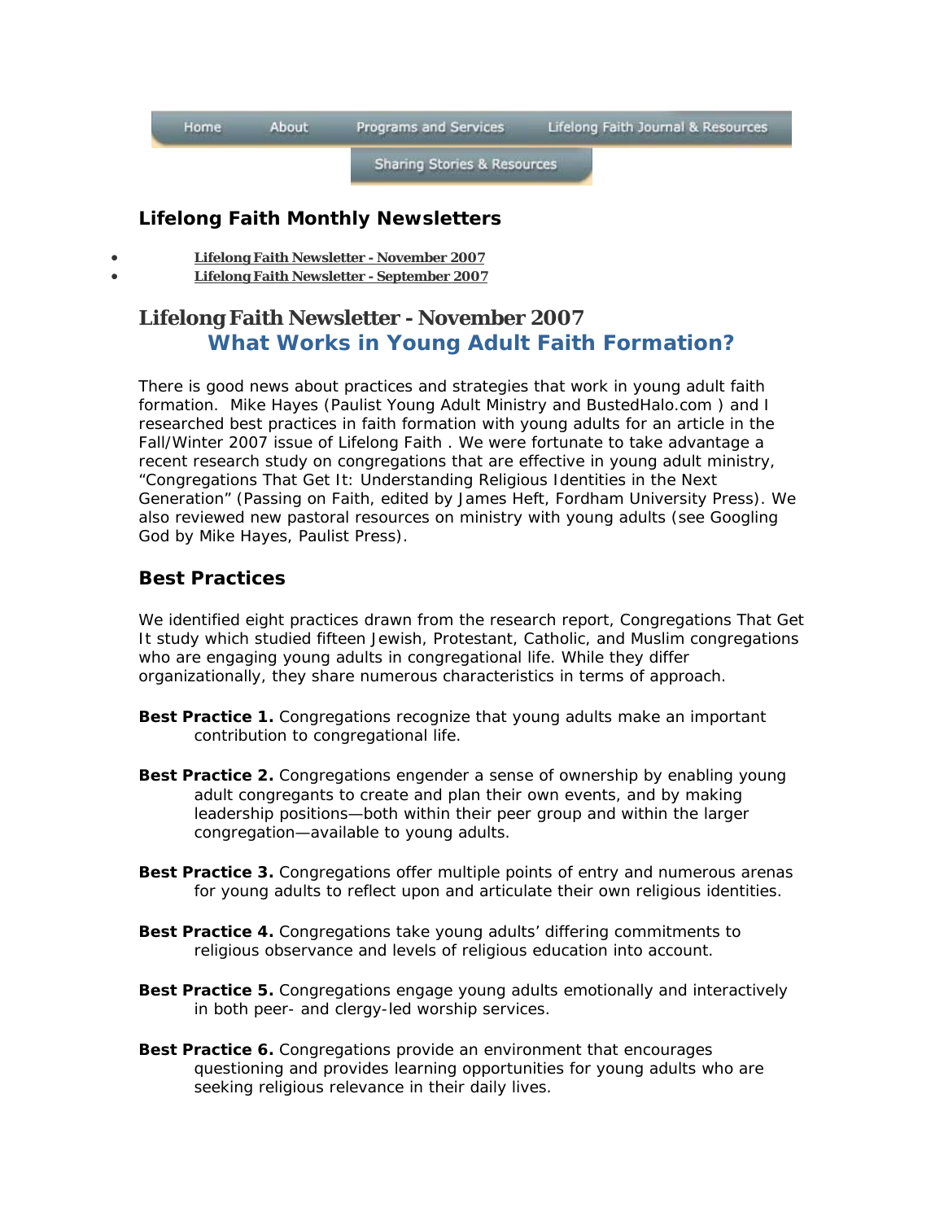Home | About | Programs and Services | Lifelong Faith Journal & Resources | Sharing Stories & Resources

## Lifelong Faith Monthly Newsletters

- Lifelong Faith Newsletter - November 2007
- Lifelong Faith Newsletter - September 2007

# Lifelong Faith Newsletter - November 2007

## What Works in Young Adult Faith Formation?

There is good news about practices and strategies that work in young adult faith formation. Mike Hayes (Paulist Young Adult Ministry and BustedHalo.com ) and I researched best practices in faith formation with young adults for an article in the Fall/Winter 2007 issue of Lifelong Faith . We were fortunate to take advantage a recent research study on congregations that are effective in young adult ministry, "Congregations That Get It: Understanding Religious Identities in the Next Generation" (Passing on Faith, edited by James Heft, Fordham University Press). We also reviewed new pastoral resources on ministry with young adults (see Googling God by Mike Hayes, Paulist Press).

### Best Practices

We identified eight practices drawn from the research report, Congregations That Get It study which studied fifteen Jewish, Protestant, Catholic, and Muslim congregations who are engaging young adults in congregational life. While they differ organizationally, they share numerous characteristics in terms of approach.

**Best Practice 1.** Congregations recognize that young adults make an important contribution to congregational life.

**Best Practice 2.** Congregations engender a sense of ownership by enabling young adult congregants to create and plan their own events, and by making leadership positions—both within their peer group and within the larger congregation—available to young adults.

**Best Practice 3.** Congregations offer multiple points of entry and numerous arenas for young adults to reflect upon and articulate their own religious identities.

**Best Practice 4.** Congregations take young adults' differing commitments to religious observance and levels of religious education into account.

**Best Practice 5.** Congregations engage young adults emotionally and interactively in both peer- and clergy-led worship services.

**Best Practice 6.** Congregations provide an environment that encourages questioning and provides learning opportunities for young adults who are seeking religious relevance in their daily lives.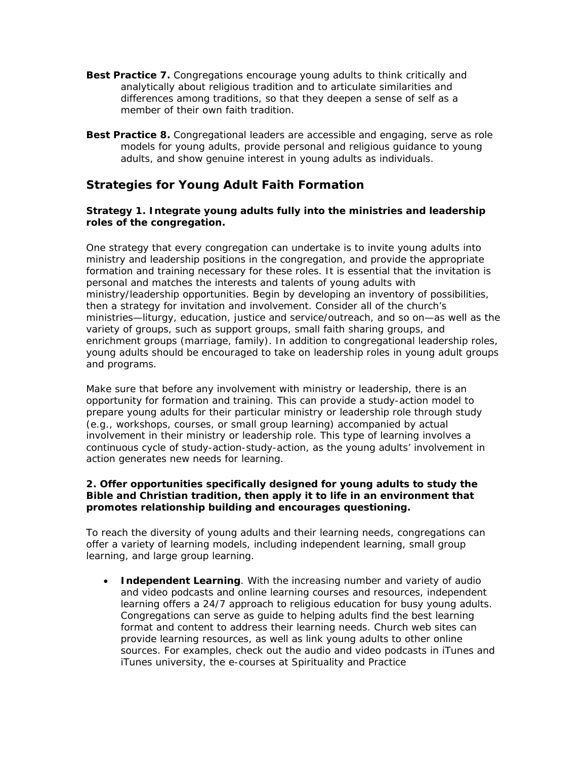**Best Practice 7.** Congregations encourage young adults to think critically and analytically about religious tradition and to articulate similarities and differences among traditions, so that they deepen a sense of self as a member of their own faith tradition.

**Best Practice 8.** Congregational leaders are accessible and engaging, serve as role models for young adults, provide personal and religious guidance to young adults, and show genuine interest in young adults as individuals.

## Strategies for Young Adult Faith Formation

**Strategy 1. Integrate young adults fully into the ministries and leadership roles of the congregation.**

One strategy that every congregation can undertake is to invite young adults into ministry and leadership positions in the congregation, and provide the appropriate formation and training necessary for these roles. It is essential that the invitation is personal and matches the interests and talents of young adults with ministry/leadership opportunities. Begin by developing an inventory of possibilities, then a strategy for invitation and involvement. Consider all of the church's ministries—liturgy, education, justice and service/outreach, and so on—as well as the variety of groups, such as support groups, small faith sharing groups, and enrichment groups (marriage, family). In addition to congregational leadership roles, young adults should be encouraged to take on leadership roles in young adult groups and programs.

Make sure that before any involvement with ministry or leadership, there is an opportunity for formation and training. This can provide a study-action model to prepare young adults for their particular ministry or leadership role through study (e.g., workshops, courses, or small group learning) accompanied by actual involvement in their ministry or leadership role. This type of learning involves a continuous cycle of study-action-study-action, as the young adults' involvement in action generates new needs for learning.

**2. Offer opportunities specifically designed for young adults to study the Bible and Christian tradition, then apply it to life in an environment that promotes relationship building and encourages questioning.**

To reach the diversity of young adults and their learning needs, congregations can offer a variety of learning models, including independent learning, small group learning, and large group learning.

- **Independent Learning**. With the increasing number and variety of audio and video podcasts and online learning courses and resources, independent learning offers a 24/7 approach to religious education for busy young adults. Congregations can serve as guide to helping adults find the best learning format and content to address their learning needs. Church web sites can provide learning resources, as well as link young adults to other online sources. For examples, check out the audio and video podcasts in iTunes and iTunes university, the e-courses at Spirituality and Practice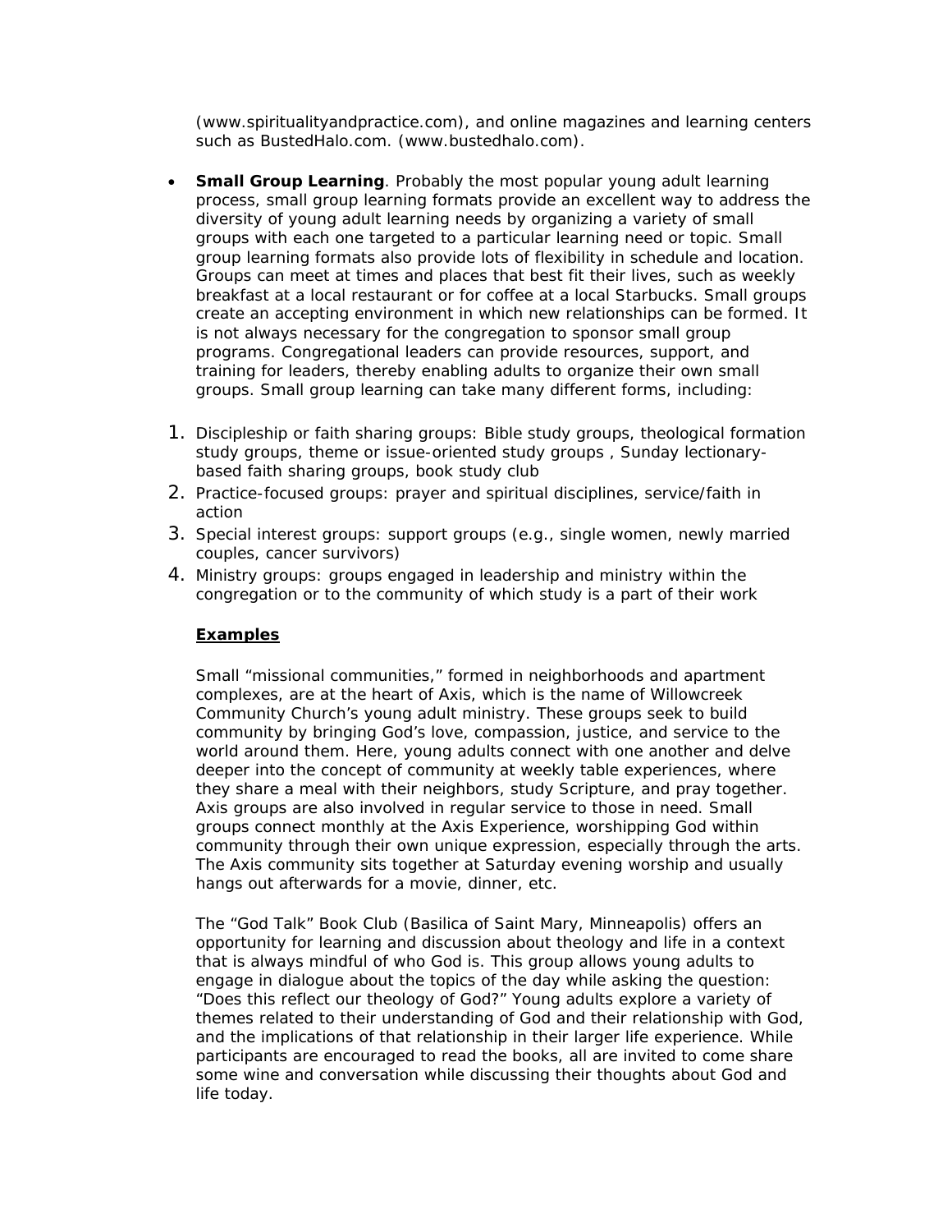(www.spiritualityandpractice.com), and online magazines and learning centers such as BustedHalo.com. (www.bustedhalo.com).

- **Small Group Learning**. Probably the most popular young adult learning process, small group learning formats provide an excellent way to address the diversity of young adult learning needs by organizing a variety of small groups with each one targeted to a particular learning need or topic. Small group learning formats also provide lots of flexibility in schedule and location. Groups can meet at times and places that best fit their lives, such as weekly breakfast at a local restaurant or for coffee at a local Starbucks. Small groups create an accepting environment in which new relationships can be formed. It is not always necessary for the congregation to sponsor small group programs. Congregational leaders can provide resources, support, and training for leaders, thereby enabling adults to organize their own small groups. Small group learning can take many different forms, including:

1. Discipleship or faith sharing groups: Bible study groups, theological formation study groups, theme or issue-oriented study groups , Sunday lectionary-based faith sharing groups, book study club
2. Practice-focused groups: prayer and spiritual disciplines, service/faith in action
3. Special interest groups: support groups (e.g., single women, newly married couples, cancer survivors)
4. Ministry groups: groups engaged in leadership and ministry within the congregation or to the community of which study is a part of their work

**Examples**

Small "missional communities," formed in neighborhoods and apartment complexes, are at the heart of Axis, which is the name of Willowcreek Community Church's young adult ministry. These groups seek to build community by bringing God's love, compassion, justice, and service to the world around them. Here, young adults connect with one another and delve deeper into the concept of community at weekly table experiences, where they share a meal with their neighbors, study Scripture, and pray together. Axis groups are also involved in regular service to those in need. Small groups connect monthly at the Axis Experience, worshipping God within community through their own unique expression, especially through the arts. The Axis community sits together at Saturday evening worship and usually hangs out afterwards for a movie, dinner, etc.

The "God Talk" Book Club (Basilica of Saint Mary, Minneapolis) offers an opportunity for learning and discussion about theology and life in a context that is always mindful of who God is. This group allows young adults to engage in dialogue about the topics of the day while asking the question: "Does this reflect our theology of God?" Young adults explore a variety of themes related to their understanding of God and their relationship with God, and the implications of that relationship in their larger life experience. While participants are encouraged to read the books, all are invited to come share some wine and conversation while discussing their thoughts about God and life today.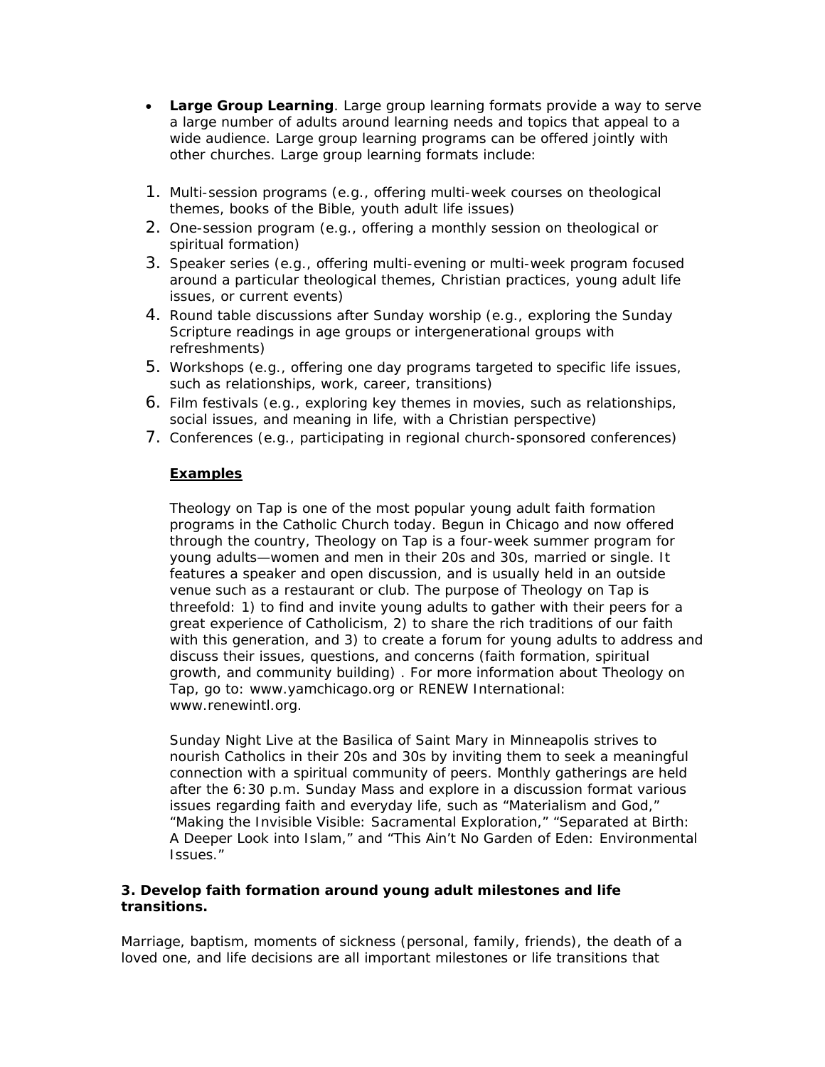- **Large Group Learning**. Large group learning formats provide a way to serve a large number of adults around learning needs and topics that appeal to a wide audience. Large group learning programs can be offered jointly with other churches. Large group learning formats include:

1. Multi-session programs (e.g., offering multi-week courses on theological themes, books of the Bible, youth adult life issues)
2. One-session program (e.g., offering a monthly session on theological or spiritual formation)
3. Speaker series (e.g., offering multi-evening or multi-week program focused around a particular theological themes, Christian practices, young adult life issues, or current events)
4. Round table discussions after Sunday worship (e.g., exploring the Sunday Scripture readings in age groups or intergenerational groups with refreshments)
5. Workshops (e.g., offering one day programs targeted to specific life issues, such as relationships, work, career, transitions)
6. Film festivals (e.g., exploring key themes in movies, such as relationships, social issues, and meaning in life, with a Christian perspective)
7. Conferences (e.g., participating in regional church-sponsored conferences)

**Examples**

Theology on Tap is one of the most popular young adult faith formation programs in the Catholic Church today. Begun in Chicago and now offered through the country, Theology on Tap is a four-week summer program for young adults—women and men in their 20s and 30s, married or single. It features a speaker and open discussion, and is usually held in an outside venue such as a restaurant or club. The purpose of Theology on Tap is threefold: 1) to find and invite young adults to gather with their peers for a great experience of Catholicism, 2) to share the rich traditions of our faith with this generation, and 3) to create a forum for young adults to address and discuss their issues, questions, and concerns (faith formation, spiritual growth, and community building) . For more information about Theology on Tap, go to: www.yamchicago.org or RENEW International: www.renewintl.org.

Sunday Night Live at the Basilica of Saint Mary in Minneapolis strives to nourish Catholics in their 20s and 30s by inviting them to seek a meaningful connection with a spiritual community of peers. Monthly gatherings are held after the 6:30 p.m. Sunday Mass and explore in a discussion format various issues regarding faith and everyday life, such as "Materialism and God," "Making the Invisible Visible: Sacramental Exploration," "Separated at Birth: A Deeper Look into Islam," and "This Ain't No Garden of Eden: Environmental Issues."

**3. Develop faith formation around young adult milestones and life transitions.**

Marriage, baptism, moments of sickness (personal, family, friends), the death of a loved one, and life decisions are all important milestones or life transitions that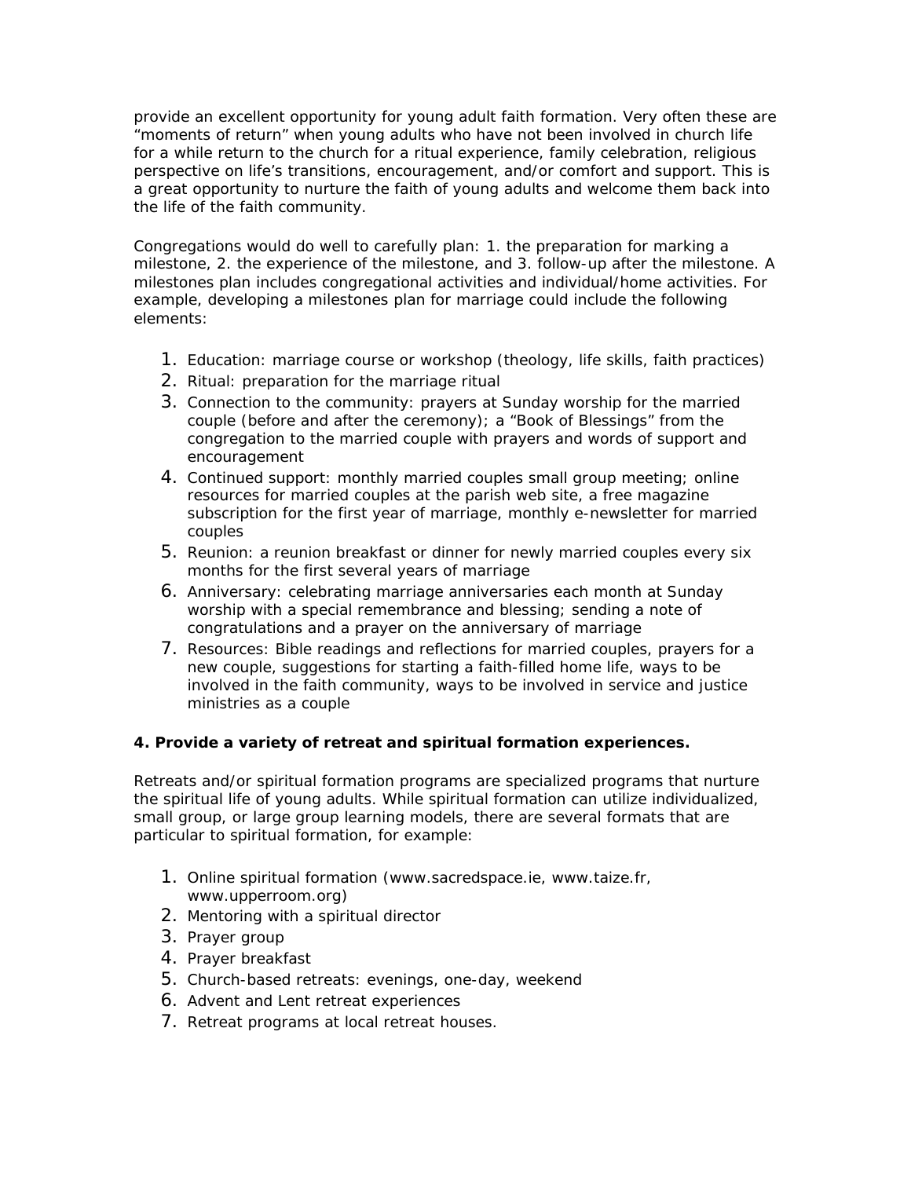provide an excellent opportunity for young adult faith formation. Very often these are "moments of return" when young adults who have not been involved in church life for a while return to the church for a ritual experience, family celebration, religious perspective on life's transitions, encouragement, and/or comfort and support. This is a great opportunity to nurture the faith of young adults and welcome them back into the life of the faith community.

Congregations would do well to carefully plan: 1. the preparation for marking a milestone, 2. the experience of the milestone, and 3. follow-up after the milestone. A milestones plan includes congregational activities and individual/home activities. For example, developing a milestones plan for marriage could include the following elements:

1. Education: marriage course or workshop (theology, life skills, faith practices)
2. Ritual: preparation for the marriage ritual
3. Connection to the community: prayers at Sunday worship for the married couple (before and after the ceremony); a "Book of Blessings" from the congregation to the married couple with prayers and words of support and encouragement
4. Continued support: monthly married couples small group meeting; online resources for married couples at the parish web site, a free magazine subscription for the first year of marriage, monthly e-newsletter for married couples
5. Reunion: a reunion breakfast or dinner for newly married couples every six months for the first several years of marriage
6. Anniversary: celebrating marriage anniversaries each month at Sunday worship with a special remembrance and blessing; sending a note of congratulations and a prayer on the anniversary of marriage
7. Resources: Bible readings and reflections for married couples, prayers for a new couple, suggestions for starting a faith-filled home life, ways to be involved in the faith community, ways to be involved in service and justice ministries as a couple

**4. Provide a variety of retreat and spiritual formation experiences.**

Retreats and/or spiritual formation programs are specialized programs that nurture the spiritual life of young adults. While spiritual formation can utilize individualized, small group, or large group learning models, there are several formats that are particular to spiritual formation, for example:

1. Online spiritual formation (www.sacredspace.ie, www.taize.fr, www.upperroom.org)
2. Mentoring with a spiritual director
3. Prayer group
4. Prayer breakfast
5. Church-based retreats: evenings, one-day, weekend
6. Advent and Lent retreat experiences
7. Retreat programs at local retreat houses.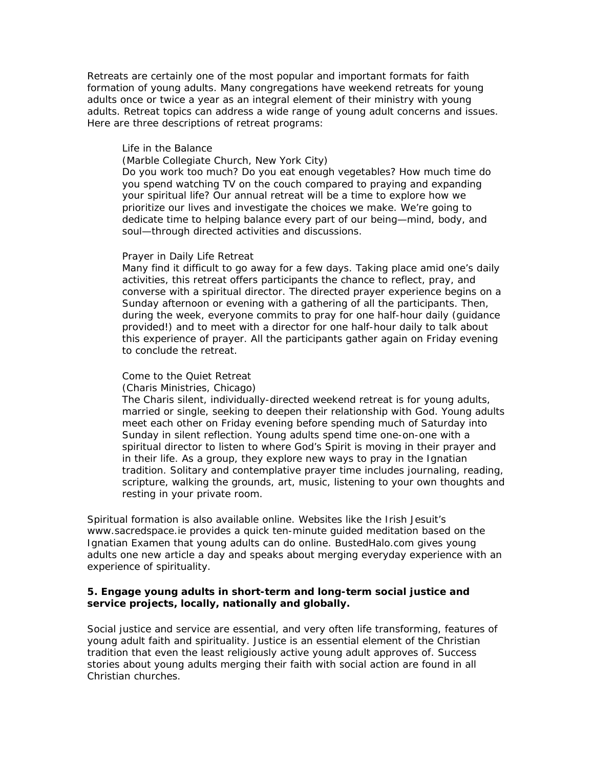Retreats are certainly one of the most popular and important formats for faith formation of young adults. Many congregations have weekend retreats for young adults once or twice a year as an integral element of their ministry with young adults. Retreat topics can address a wide range of young adult concerns and issues. Here are three descriptions of retreat programs:

> Life in the Balance
> (Marble Collegiate Church, New York City)
> Do you work too much? Do you eat enough vegetables? How much time do you spend watching TV on the couch compared to praying and expanding your spiritual life? Our annual retreat will be a time to explore how we prioritize our lives and investigate the choices we make. We're going to dedicate time to helping balance every part of our being—mind, body, and soul—through directed activities and discussions.
>
> Prayer in Daily Life Retreat
> Many find it difficult to go away for a few days. Taking place amid one's daily activities, this retreat offers participants the chance to reflect, pray, and converse with a spiritual director. The directed prayer experience begins on a Sunday afternoon or evening with a gathering of all the participants. Then, during the week, everyone commits to pray for one half-hour daily (guidance provided!) and to meet with a director for one half-hour daily to talk about this experience of prayer. All the participants gather again on Friday evening to conclude the retreat.
>
> Come to the Quiet Retreat
> (Charis Ministries, Chicago)
> The Charis silent, individually-directed weekend retreat is for young adults, married or single, seeking to deepen their relationship with God. Young adults meet each other on Friday evening before spending much of Saturday into Sunday in silent reflection. Young adults spend time one-on-one with a spiritual director to listen to where God's Spirit is moving in their prayer and in their life. As a group, they explore new ways to pray in the Ignatian tradition. Solitary and contemplative prayer time includes journaling, reading, scripture, walking the grounds, art, music, listening to your own thoughts and resting in your private room.

Spiritual formation is also available online. Websites like the Irish Jesuit's www.sacredspace.ie provides a quick ten-minute guided meditation based on the Ignatian Examen that young adults can do online. BustedHalo.com gives young adults one new article a day and speaks about merging everyday experience with an experience of spirituality.

**5. Engage young adults in short-term and long-term social justice and service projects, locally, nationally and globally.**

Social justice and service are essential, and very often life transforming, features of young adult faith and spirituality. Justice is an essential element of the Christian tradition that even the least religiously active young adult approves of. Success stories about young adults merging their faith with social action are found in all Christian churches.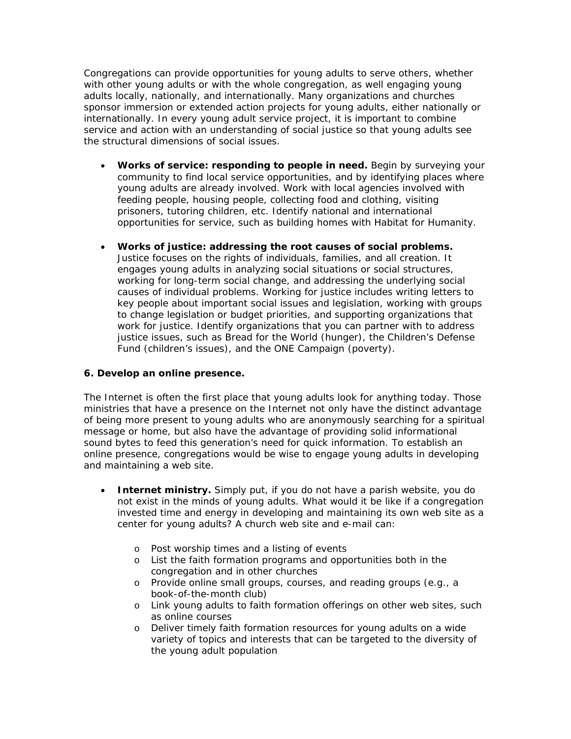Congregations can provide opportunities for young adults to serve others, whether with other young adults or with the whole congregation, as well engaging young adults locally, nationally, and internationally. Many organizations and churches sponsor immersion or extended action projects for young adults, either nationally or internationally. In every young adult service project, it is important to combine service and action with an understanding of social justice so that young adults see the structural dimensions of social issues.

- **Works of service: responding to people in need.** Begin by surveying your community to find local service opportunities, and by identifying places where young adults are already involved. Work with local agencies involved with feeding people, housing people, collecting food and clothing, visiting prisoners, tutoring children, etc. Identify national and international opportunities for service, such as building homes with Habitat for Humanity.

- **Works of justice: addressing the root causes of social problems.** Justice focuses on the rights of individuals, families, and all creation. It engages young adults in analyzing social situations or social structures, working for long-term social change, and addressing the underlying social causes of individual problems. Working for justice includes writing letters to key people about important social issues and legislation, working with groups to change legislation or budget priorities, and supporting organizations that work for justice. Identify organizations that you can partner with to address justice issues, such as Bread for the World (hunger), the Children's Defense Fund (children's issues), and the ONE Campaign (poverty).

**6. Develop an online presence.**

The Internet is often the first place that young adults look for anything today. Those ministries that have a presence on the Internet not only have the distinct advantage of being more present to young adults who are anonymously searching for a spiritual message or home, but also have the advantage of providing solid informational sound bytes to feed this generation's need for quick information. To establish an online presence, congregations would be wise to engage young adults in developing and maintaining a web site.

- **Internet ministry.** Simply put, if you do not have a parish website, you do not exist in the minds of young adults. What would it be like if a congregation invested time and energy in developing and maintaining its own web site as a center for young adults? A church web site and e-mail can:
  - Post worship times and a listing of events
  - List the faith formation programs and opportunities both in the congregation and in other churches
  - Provide online small groups, courses, and reading groups (e.g., a book-of-the-month club)
  - Link young adults to faith formation offerings on other web sites, such as online courses
  - Deliver timely faith formation resources for young adults on a wide variety of topics and interests that can be targeted to the diversity of the young adult population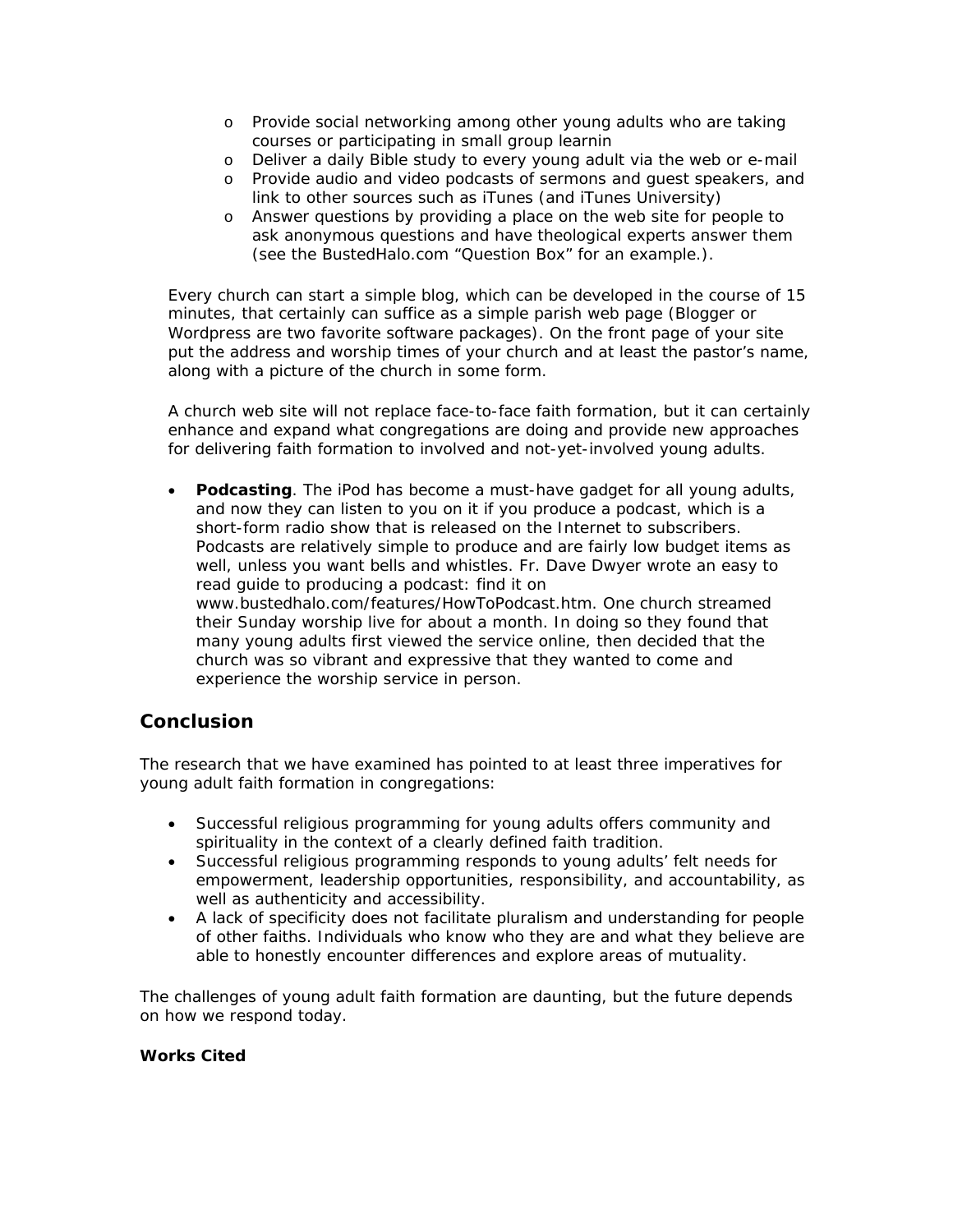- Provide social networking among other young adults who are taking courses or participating in small group learnin
  - Deliver a daily Bible study to every young adult via the web or e-mail
  - Provide audio and video podcasts of sermons and guest speakers, and link to other sources such as iTunes (and iTunes University)
  - Answer questions by providing a place on the web site for people to ask anonymous questions and have theological experts answer them (see the BustedHalo.com "Question Box" for an example.).

Every church can start a simple blog, which can be developed in the course of 15 minutes, that certainly can suffice as a simple parish web page (Blogger or Wordpress are two favorite software packages). On the front page of your site put the address and worship times of your church and at least the pastor's name, along with a picture of the church in some form.

A church web site will not replace face-to-face faith formation, but it can certainly enhance and expand what congregations are doing and provide new approaches for delivering faith formation to involved and not-yet-involved young adults.

- **Podcasting**. The iPod has become a must-have gadget for all young adults, and now they can listen to you on it if you produce a podcast, which is a short-form radio show that is released on the Internet to subscribers. Podcasts are relatively simple to produce and are fairly low budget items as well, unless you want bells and whistles. Fr. Dave Dwyer wrote an easy to read guide to producing a podcast: find it on www.bustedhalo.com/features/HowToPodcast.htm. One church streamed their Sunday worship live for about a month. In doing so they found that many young adults first viewed the service online, then decided that the church was so vibrant and expressive that they wanted to come and experience the worship service in person.

## Conclusion

The research that we have examined has pointed to at least three imperatives for young adult faith formation in congregations:

- Successful religious programming for young adults offers community and spirituality in the context of a clearly defined faith tradition.
- Successful religious programming responds to young adults' felt needs for empowerment, leadership opportunities, responsibility, and accountability, as well as authenticity and accessibility.
- A lack of specificity does not facilitate pluralism and understanding for people of other faiths. Individuals who know who they are and what they believe are able to honestly encounter differences and explore areas of mutuality.

The challenges of young adult faith formation are daunting, but the future depends on how we respond today.

**Works Cited**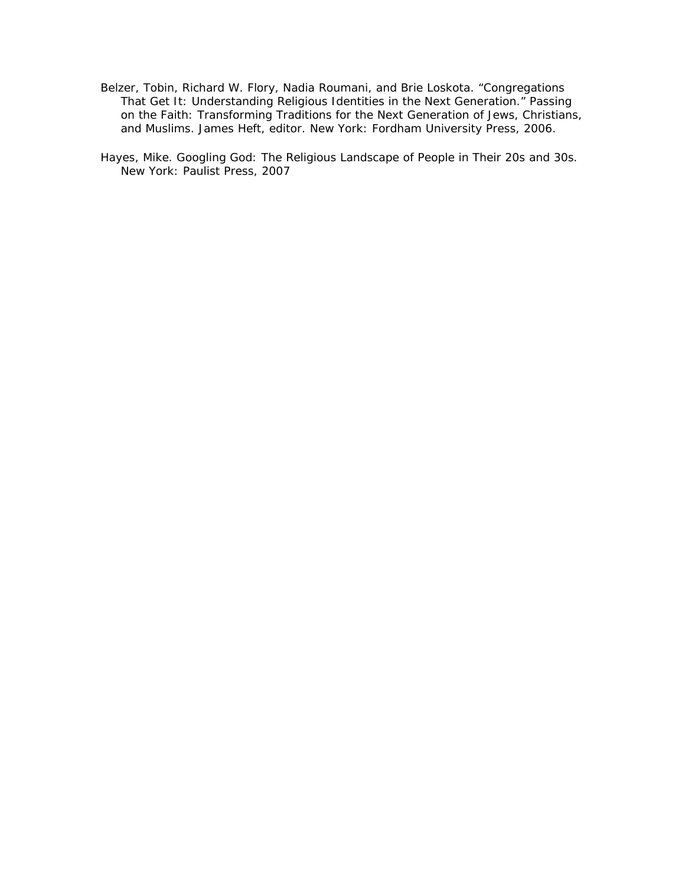Belzer, Tobin, Richard W. Flory, Nadia Roumani, and Brie Loskota. "Congregations That Get It: Understanding Religious Identities in the Next Generation." Passing on the Faith: Transforming Traditions for the Next Generation of Jews, Christians, and Muslims. James Heft, editor. New York: Fordham University Press, 2006.

Hayes, Mike. Googling God: The Religious Landscape of People in Their 20s and 30s. New York: Paulist Press, 2007